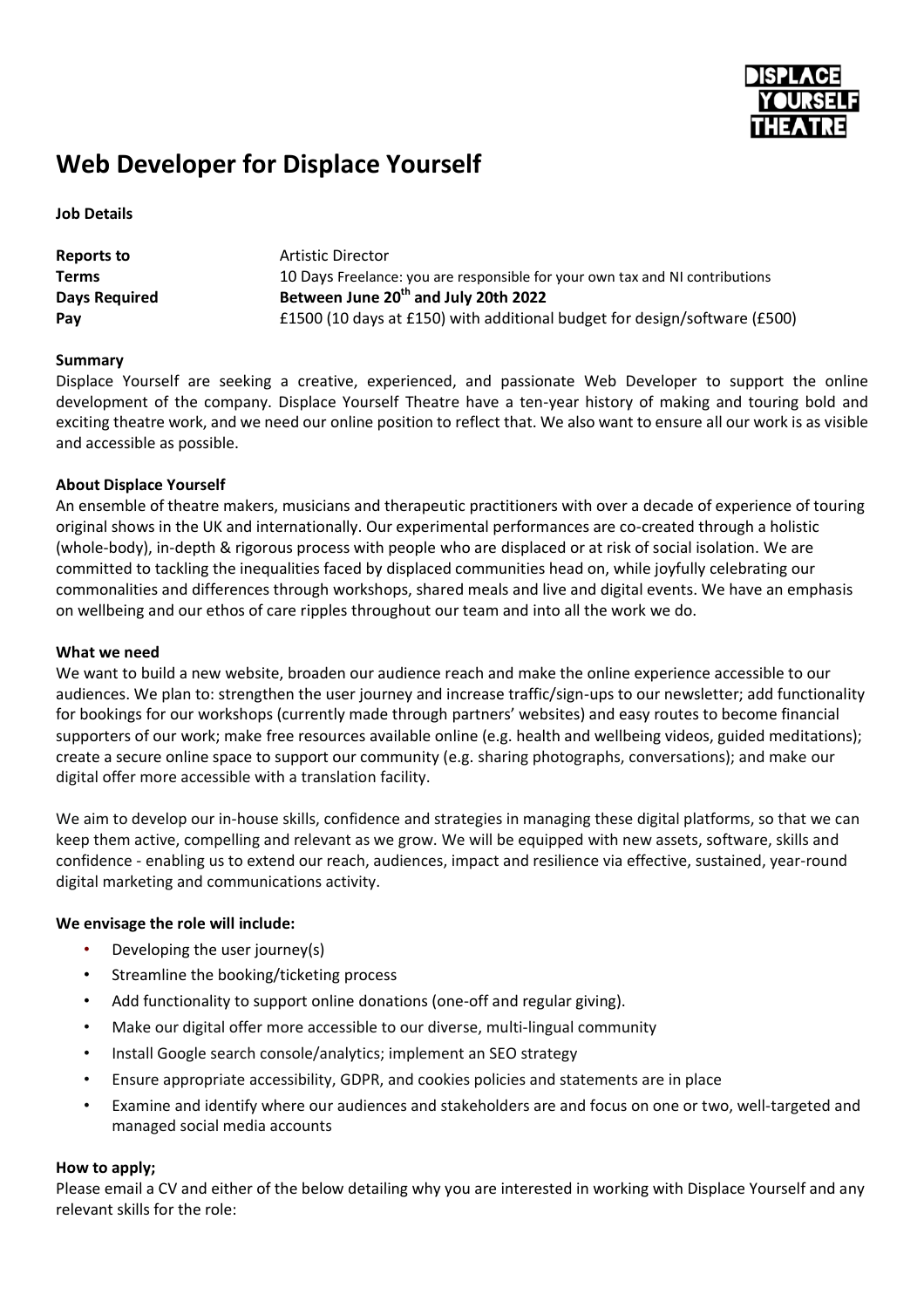DISPLACE YOURSELF THEATRE

# Web Developer for Displace Yourself

**Job Details**

| | |
|---|---|
| **Reports to** | Artistic Director |
| **Terms** | 10 Days Freelance: you are responsible for your own tax and NI contributions |
| **Days Required** | **Between June 20th and July 20th 2022** |
| **Pay** | £1500 (10 days at £150) with additional budget for design/software (£500) |

**Summary**

Displace Yourself are seeking a creative, experienced, and passionate Web Developer to support the online development of the company. Displace Yourself Theatre have a ten-year history of making and touring bold and exciting theatre work, and we need our online position to reflect that. We also want to ensure all our work is as visible and accessible as possible.

**About Displace Yourself**

An ensemble of theatre makers, musicians and therapeutic practitioners with over a decade of experience of touring original shows in the UK and internationally. Our experimental performances are co-created through a holistic (whole-body), in-depth & rigorous process with people who are displaced or at risk of social isolation. We are committed to tackling the inequalities faced by displaced communities head on, while joyfully celebrating our commonalities and differences through workshops, shared meals and live and digital events. We have an emphasis on wellbeing and our ethos of care ripples throughout our team and into all the work we do.

**What we need**

We want to build a new website, broaden our audience reach and make the online experience accessible to our audiences. We plan to: strengthen the user journey and increase traffic/sign-ups to our newsletter; add functionality for bookings for our workshops (currently made through partners' websites) and easy routes to become financial supporters of our work; make free resources available online (e.g. health and wellbeing videos, guided meditations); create a secure online space to support our community (e.g. sharing photographs, conversations); and make our digital offer more accessible with a translation facility.

We aim to develop our in-house skills, confidence and strategies in managing these digital platforms, so that we can keep them active, compelling and relevant as we grow. We will be equipped with new assets, software, skills and confidence - enabling us to extend our reach, audiences, impact and resilience via effective, sustained, year-round digital marketing and communications activity.

**We envisage the role will include:**

- Developing the user journey(s)
- Streamline the booking/ticketing process
- Add functionality to support online donations (one-off and regular giving).
- Make our digital offer more accessible to our diverse, multi-lingual community
- Install Google search console/analytics; implement an SEO strategy
- Ensure appropriate accessibility, GDPR, and cookies policies and statements are in place
- Examine and identify where our audiences and stakeholders are and focus on one or two, well-targeted and managed social media accounts

**How to apply;**

Please email a CV and either of the below detailing why you are interested in working with Displace Yourself and any relevant skills for the role: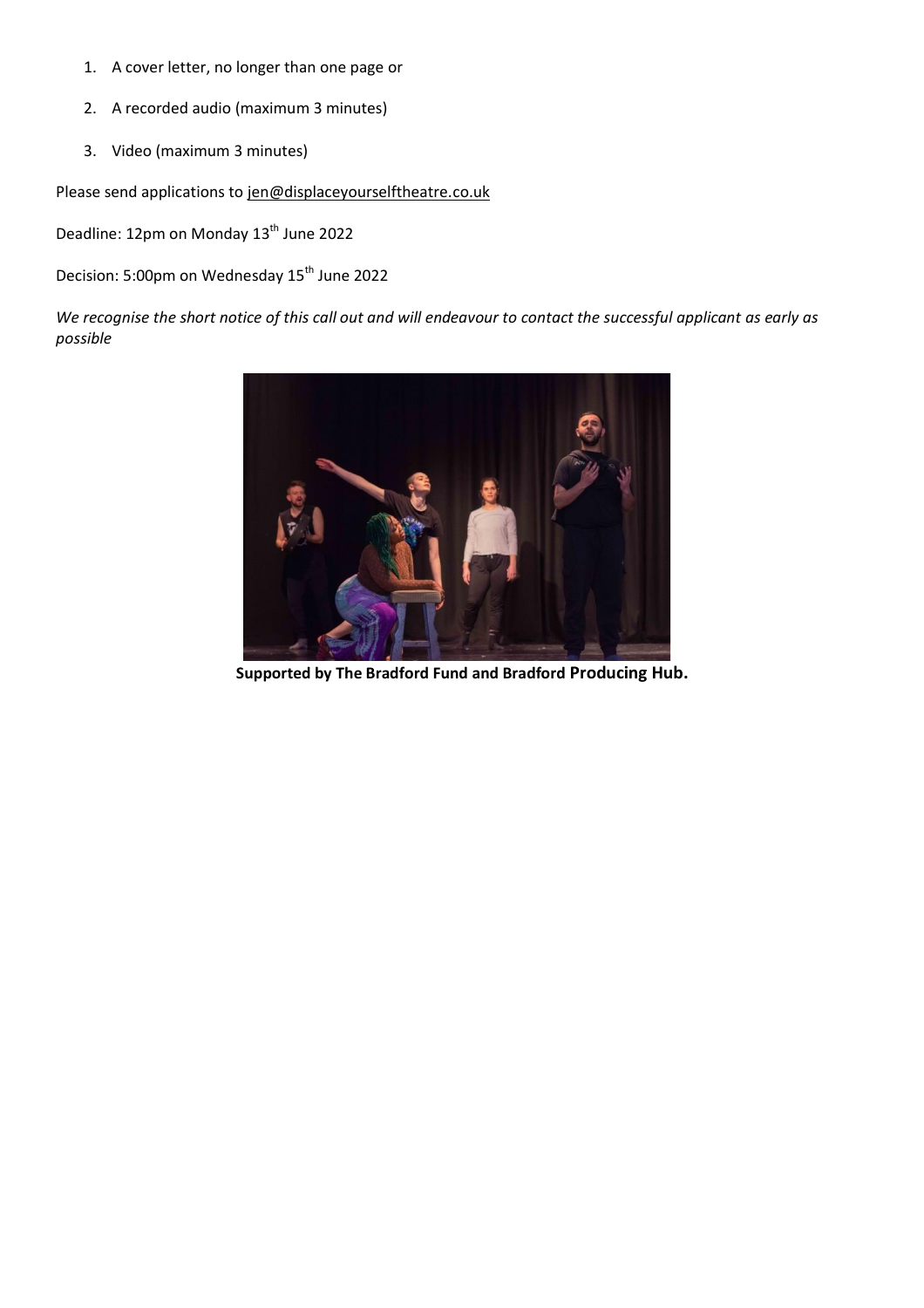1. A cover letter, no longer than one page or
2. A recorded audio (maximum 3 minutes)
3. Video (maximum 3 minutes)

Please send applications to jen@displaceyourselftheatre.co.uk

Deadline: 12pm on Monday 13th June 2022

Decision: 5:00pm on Wednesday 15th June 2022

*We recognise the short notice of this call out and will endeavour to contact the successful applicant as early as possible*

**Supported by The Bradford Fund and Bradford Producing Hub.**